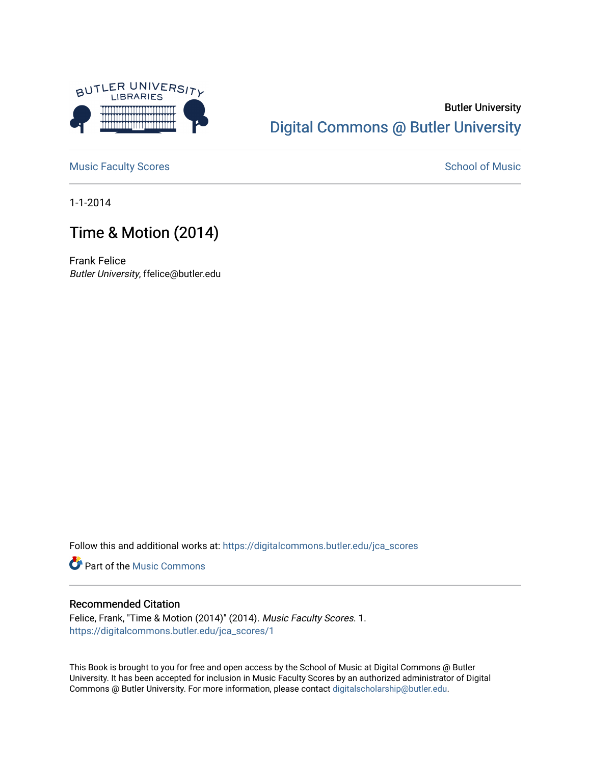Butler University

Digital Commons @ Butler University

Music Faculty Scores

School of Music

1-1-2014

# Time & Motion (2014)

Frank Felice
*Butler University*, ffelice@butler.edu

Follow this and additional works at: https://digitalcommons.butler.edu/jca_scores

Part of the Music Commons

## Recommended Citation

Felice, Frank, "Time & Motion (2014)" (2014). *Music Faculty Scores*. 1.
https://digitalcommons.butler.edu/jca_scores/1

This Book is brought to you for free and open access by the School of Music at Digital Commons @ Butler University. It has been accepted for inclusion in Music Faculty Scores by an authorized administrator of Digital Commons @ Butler University. For more information, please contact digitalscholarship@butler.edu.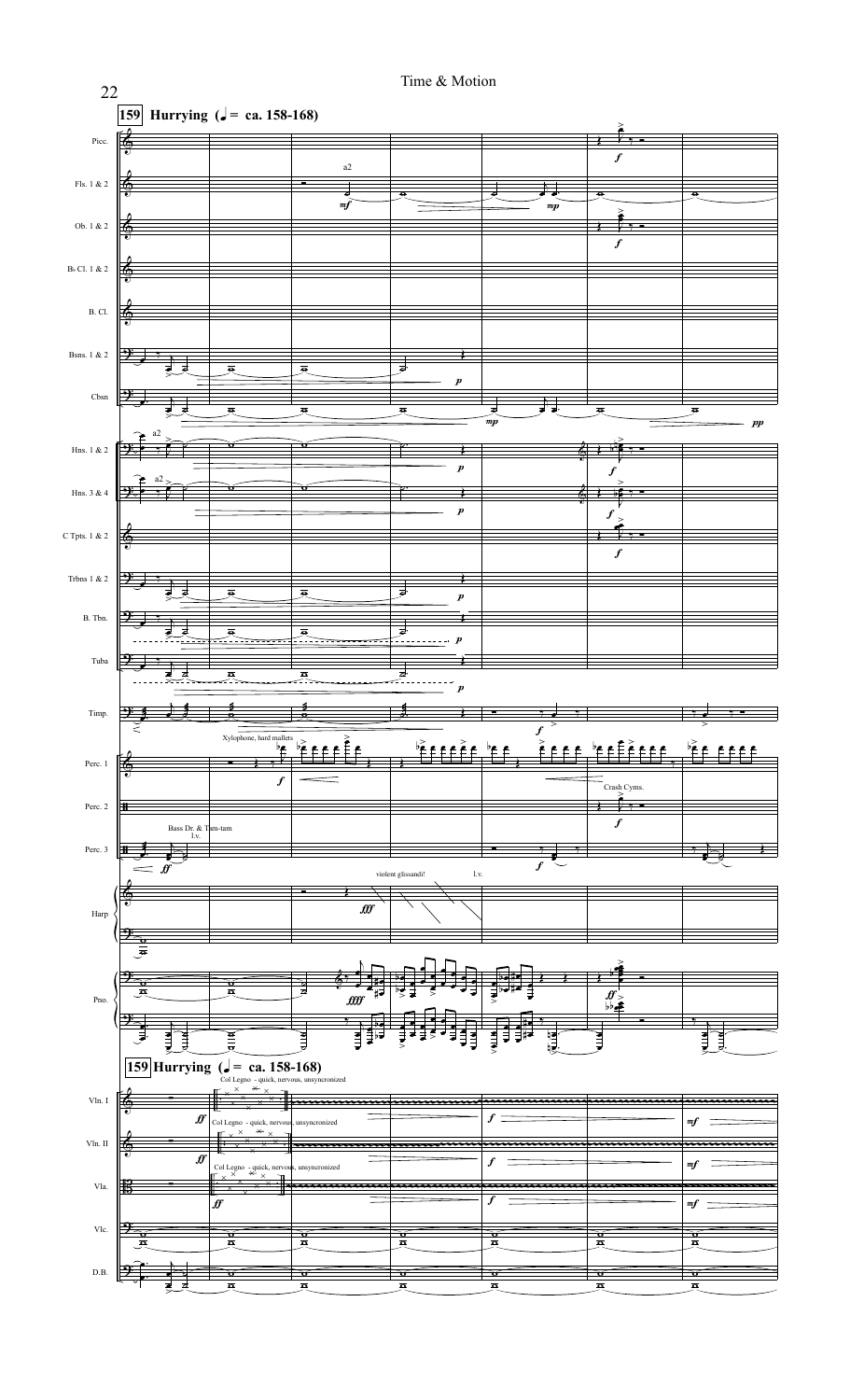**159** **Hurrying (♩= ca. 158-168)**

Picc.

Fls. 1 & 2

Ob. 1 & 2

B♭ Cl. 1 & 2

B. Cl.

Bsns. 1 & 2

Cbsn

Hns. 1 & 2

Hns. 3 & 4

C Tpts. 1 & 2

Trbns 1 & 2

B. Tbn.

Tuba

Timp.

Perc. 1 — Xylophone, hard mallets

Perc. 2 — Crash Cyms.

Perc. 3 — Bass Dr. & Tam-tam, l.v.

Harp — violent glissandi! l.v.

Pno.

**159** **Hurrying (♩= ca. 158-168)**

Vln. I — Col Legno - quick, nervous, unsyncronized

Vln. II — Col Legno - quick, nervous, unsyncronized

Vla. — Col Legno - quick, nervous, unsyncronized

Vlc.

D.B.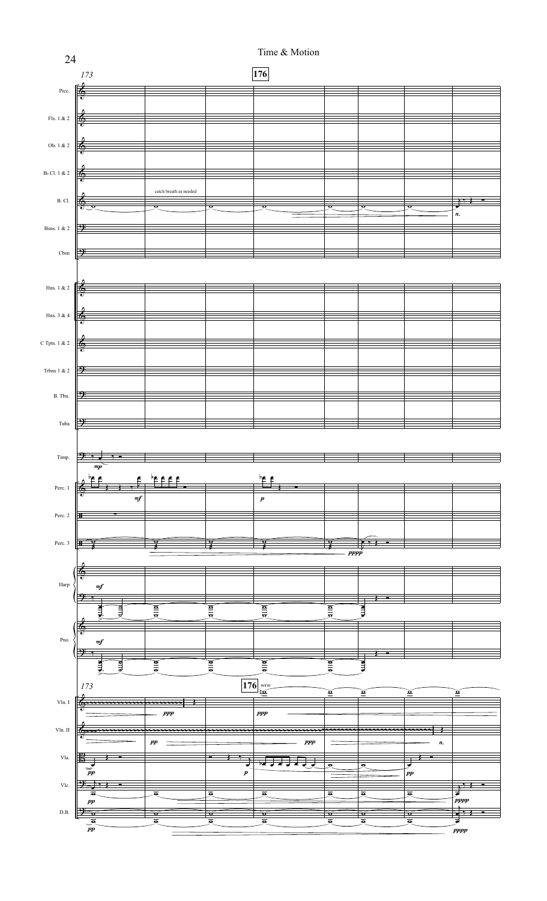Time & Motion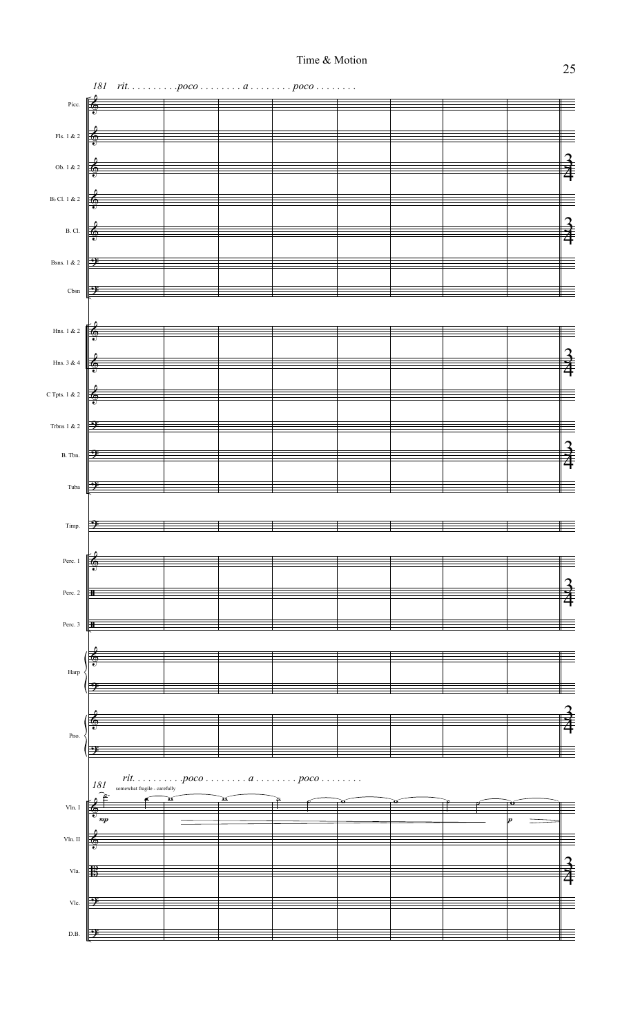181 *rit. . . . . . . . . .poco . . . . . . . . a . . . . . . . . poco . . . . . . . .*

Picc.

Fls. 1 & 2

Ob. 1 & 2

B♭ Cl. 1 & 2

B. Cl.

Bsns. 1 & 2

Cbsn

Hns. 1 & 2

Hns. 3 & 4

C Tpts. 1 & 2

Trbns 1 & 2

B. Tbn.

Tuba

Timp.

Perc. 1

Perc. 2

Perc. 3

Harp

Pno.

181 *rit. . . . . . . . . .poco . . . . . . . . a . . . . . . . . poco . . . . . . . .*

somewhat fragile - carefully

Vln. I *mp* *p*

Vln. II

Vla.

Vlc.

D.B.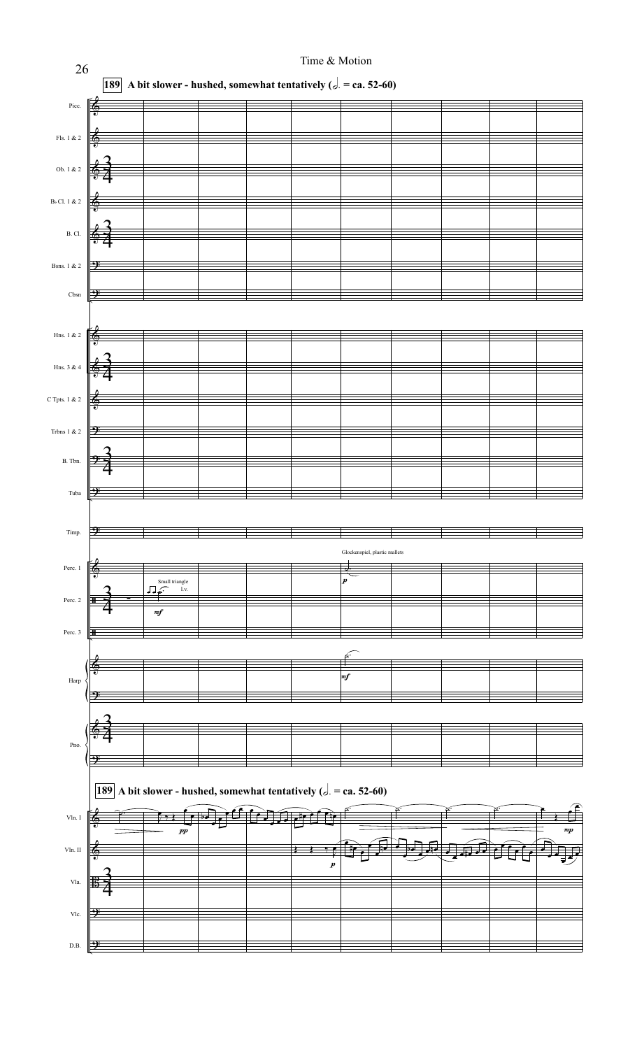**189** **A bit slower - hushed, somewhat tentatively (𝅗𝅥. = ca. 52-60)**

Picc.

Fls. 1 & 2

Ob. 1 & 2

B♭ Cl. 1 & 2

B. Cl.

Bsns. 1 & 2

Cbsn

Hns. 1 & 2

Hns. 3 & 4

C Tpts. 1 & 2

Trbns 1 & 2

B. Tbn.

Tuba

Timp.

Perc. 1 — Glockenspiel, plastic mallets — *p*

Perc. 2 — Small triangle — l.v. — *mf*

Perc. 3

Harp — *mf*

Pno.

**189** **A bit slower - hushed, somewhat tentatively (𝅗𝅥. = ca. 52-60)**

Vln. I — *pp* — *mp*

Vln. II — *p*

Vla.

Vlc.

D.B.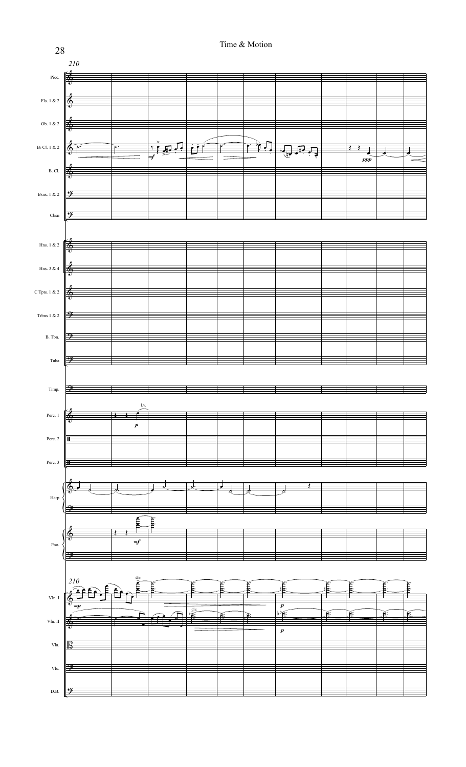# Time & Motion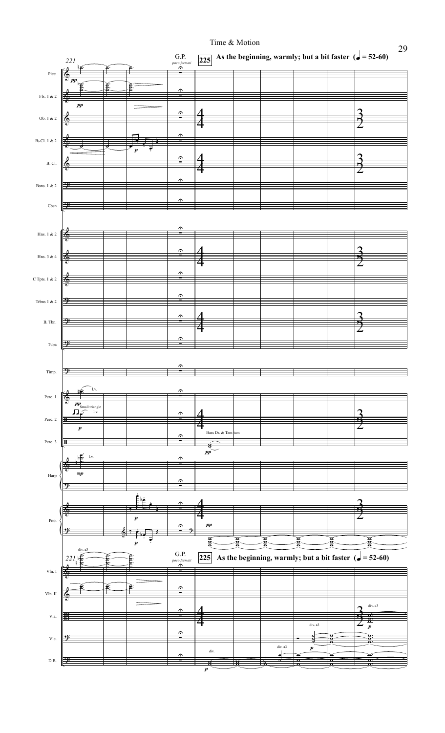Time & Motion

221

G.P. *poco fermati*

**225** **As the beginning, warmly; but a bit faster (♩ = 52-60)**

Picc.
Fls. 1 & 2
Ob. 1 & 2
B♭ Cl. 1 & 2
B. Cl.
Bsns. 1 & 2
Cbsn
Hns. 1 & 2
Hns. 3 & 4
C Tpts. 1 & 2
Trbns 1 & 2
B. Tbn.
Tuba
Timp.
Perc. 1
Perc. 2
Perc. 3
Harp
Pno.
Vln. I
Vln. II
Vla.
Vlc.
D.B.

*pp* l.v.
Small triangle l.v.
*p*
Bass Dr. & Tam-tam
*pp*
*mp* l.v.
*p*
*pp*
div. a3
div.
div. a3
*p*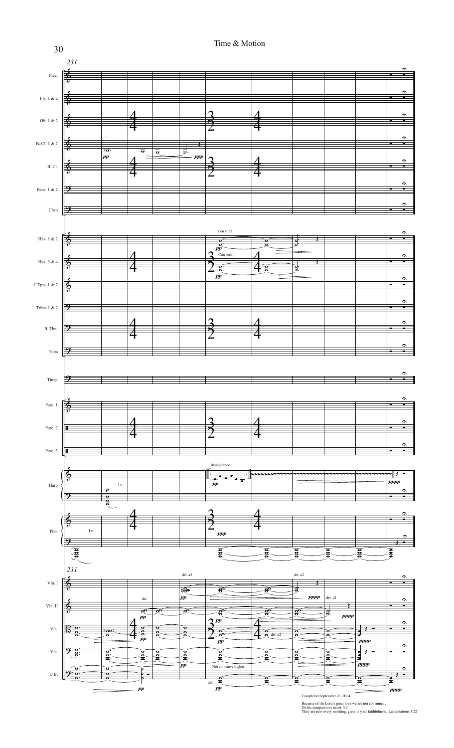Completed September 20, 2014

Because of the Lord's great love we are not consumed,
for his compassions never fail.
They are new every morning; great is your faithfulness. Lamentations 3:22